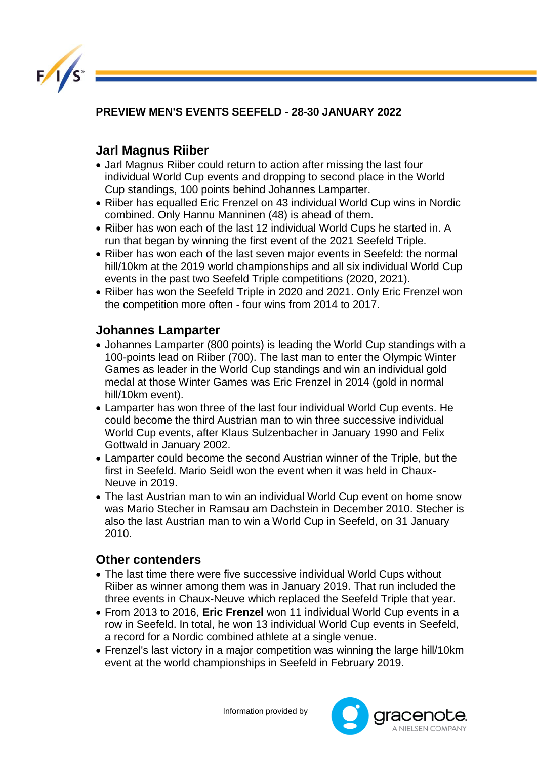## PREVIEW MEN'S EVENTS SEEFELD - 28-30 JANUARY 2022

### Jarl Magnus Riiber

- Jarl Magnus Riiber could return to action after missing the last four individual World Cup events and dropping to second place in the World Cup standings, 100 points behind Johannes Lamparter.
- Riiber has equalled Eric Frenzel on 43 individual World Cup wins in Nordic combined. Only Hannu Manninen (48) is ahead of them.
- Riiber has won each of the last 12 individual World Cups he started in. A run that began by winning the first event of the 2021 Seefeld Triple.
- Riiber has won each of the last seven major events in Seefeld: the normal hill/10km at the 2019 world championships and all six individual World Cup events in the past two Seefeld Triple competitions (2020, 2021).
- Riiber has won the Seefeld Triple in 2020 and 2021. Only Eric Frenzel won the competition more often - four wins from 2014 to 2017.

### Johannes Lamparter

- Johannes Lamparter (800 points) is leading the World Cup standings with a 100-points lead on Riiber (700). The last man to enter the Olympic Winter Games as leader in the World Cup standings and win an individual gold medal at those Winter Games was Eric Frenzel in 2014 (gold in normal hill/10km event).
- Lamparter has won three of the last four individual World Cup events. He could become the third Austrian man to win three successive individual World Cup events, after Klaus Sulzenbacher in January 1990 and Felix Gottwald in January 2002.
- Lamparter could become the second Austrian winner of the Triple, but the first in Seefeld. Mario Seidl won the event when it was held in Chaux-Neuve in 2019.
- The last Austrian man to win an individual World Cup event on home snow was Mario Stecher in Ramsau am Dachstein in December 2010. Stecher is also the last Austrian man to win a World Cup in Seefeld, on 31 January 2010.

### Other contenders

- The last time there were five successive individual World Cups without Riiber as winner among them was in January 2019. That run included the three events in Chaux-Neuve which replaced the Seefeld Triple that year.
- From 2013 to 2016, **Eric Frenzel** won 11 individual World Cup events in a row in Seefeld. In total, he won 13 individual World Cup events in Seefeld, a record for a Nordic combined athlete at a single venue.
- Frenzel's last victory in a major competition was winning the large hill/10km event at the world championships in Seefeld in February 2019.

Information provided by gracenote. A NIELSEN COMPANY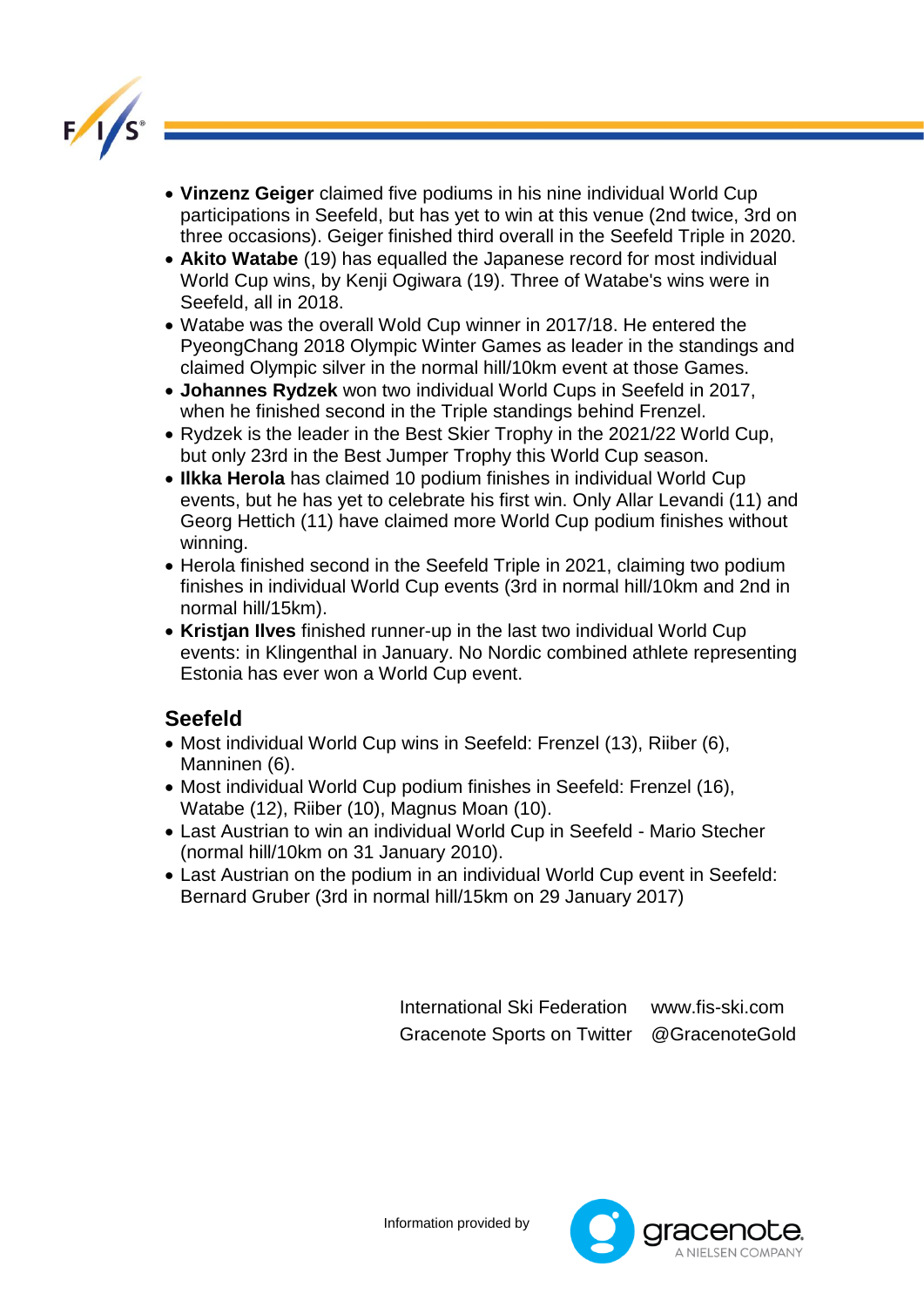- **Vinzenz Geiger** claimed five podiums in his nine individual World Cup participations in Seefeld, but has yet to win at this venue (2nd twice, 3rd on three occasions). Geiger finished third overall in the Seefeld Triple in 2020.
- **Akito Watabe** (19) has equalled the Japanese record for most individual World Cup wins, by Kenji Ogiwara (19). Three of Watabe's wins were in Seefeld, all in 2018.
- Watabe was the overall Wold Cup winner in 2017/18. He entered the PyeongChang 2018 Olympic Winter Games as leader in the standings and claimed Olympic silver in the normal hill/10km event at those Games.
- **Johannes Rydzek** won two individual World Cups in Seefeld in 2017, when he finished second in the Triple standings behind Frenzel.
- Rydzek is the leader in the Best Skier Trophy in the 2021/22 World Cup, but only 23rd in the Best Jumper Trophy this World Cup season.
- **Ilkka Herola** has claimed 10 podium finishes in individual World Cup events, but he has yet to celebrate his first win. Only Allar Levandi (11) and Georg Hettich (11) have claimed more World Cup podium finishes without winning.
- Herola finished second in the Seefeld Triple in 2021, claiming two podium finishes in individual World Cup events (3rd in normal hill/10km and 2nd in normal hill/15km).
- **Kristjan Ilves** finished runner-up in the last two individual World Cup events: in Klingenthal in January. No Nordic combined athlete representing Estonia has ever won a World Cup event.

## Seefeld

- Most individual World Cup wins in Seefeld: Frenzel (13), Riiber (6), Manninen (6).
- Most individual World Cup podium finishes in Seefeld: Frenzel (16), Watabe (12), Riiber (10), Magnus Moan (10).
- Last Austrian to win an individual World Cup in Seefeld - Mario Stecher (normal hill/10km on 31 January 2010).
- Last Austrian on the podium in an individual World Cup event in Seefeld: Bernard Gruber (3rd in normal hill/15km on 29 January 2017)

International Ski Federation www.fis-ski.com
Gracenote Sports on Twitter @GracenoteGold

Information provided by gracenote. A NIELSEN COMPANY